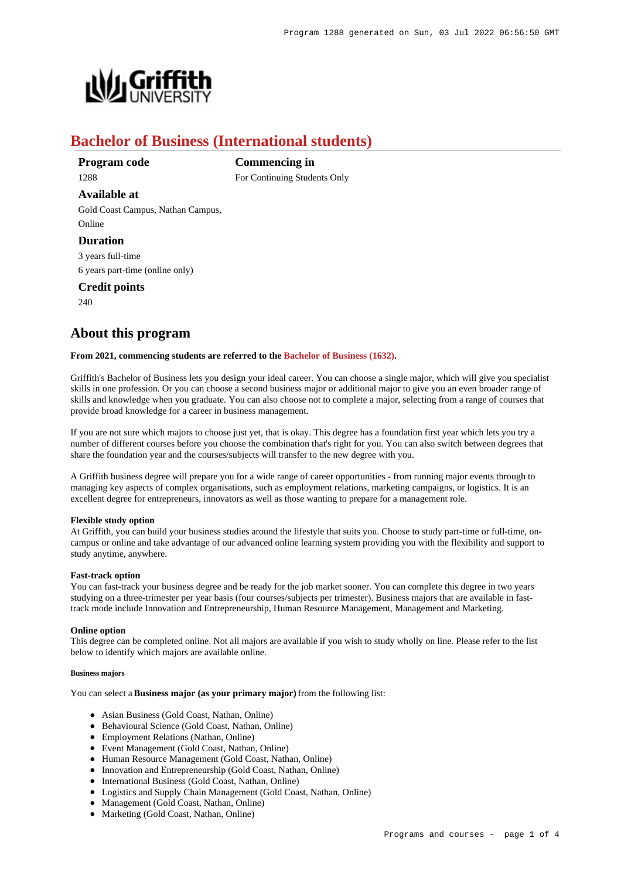# Bachelor of Business (International students)

**Program code**
1288

**Commencing in**
For Continuing Students Only

**Available at**
Gold Coast Campus, Nathan Campus, Online

**Duration**
3 years full-time
6 years part-time (online only)

**Credit points**
240

## About this program

**From 2021, commencing students are referred to the Bachelor of Business (1632).**

Griffith's Bachelor of Business lets you design your ideal career. You can choose a single major, which will give you specialist skills in one profession. Or you can choose a second business major or additional major to give you an even broader range of skills and knowledge when you graduate. You can also choose not to complete a major, selecting from a range of courses that provide broad knowledge for a career in business management.

If you are not sure which majors to choose just yet, that is okay. This degree has a foundation first year which lets you try a number of different courses before you choose the combination that's right for you. You can also switch between degrees that share the foundation year and the courses/subjects will transfer to the new degree with you.

A Griffith business degree will prepare you for a wide range of career opportunities - from running major events through to managing key aspects of complex organisations, such as employment relations, marketing campaigns, or logistics. It is an excellent degree for entrepreneurs, innovators as well as those wanting to prepare for a management role.

#### Flexible study option

At Griffith, you can build your business studies around the lifestyle that suits you. Choose to study part-time or full-time, on-campus or online and take advantage of our advanced online learning system providing you with the flexibility and support to study anytime, anywhere.

#### Fast-track option

You can fast-track your business degree and be ready for the job market sooner. You can complete this degree in two years studying on a three-trimester per year basis (four courses/subjects per trimester). Business majors that are available in fast-track mode include Innovation and Entrepreneurship, Human Resource Management, Management and Marketing.

#### Online option

This degree can be completed online. Not all majors are available if you wish to study wholly on line. Please refer to the list below to identify which majors are available online.

##### Business majors

You can select a **Business major (as your primary major)** from the following list:

- Asian Business (Gold Coast, Nathan, Online)
- Behavioural Science (Gold Coast, Nathan, Online)
- Employment Relations (Nathan, Online)
- Event Management (Gold Coast, Nathan, Online)
- Human Resource Management (Gold Coast, Nathan, Online)
- Innovation and Entrepreneurship (Gold Coast, Nathan, Online)
- International Business (Gold Coast, Nathan, Online)
- Logistics and Supply Chain Management (Gold Coast, Nathan, Online)
- Management (Gold Coast, Nathan, Online)
- Marketing (Gold Coast, Nathan, Online)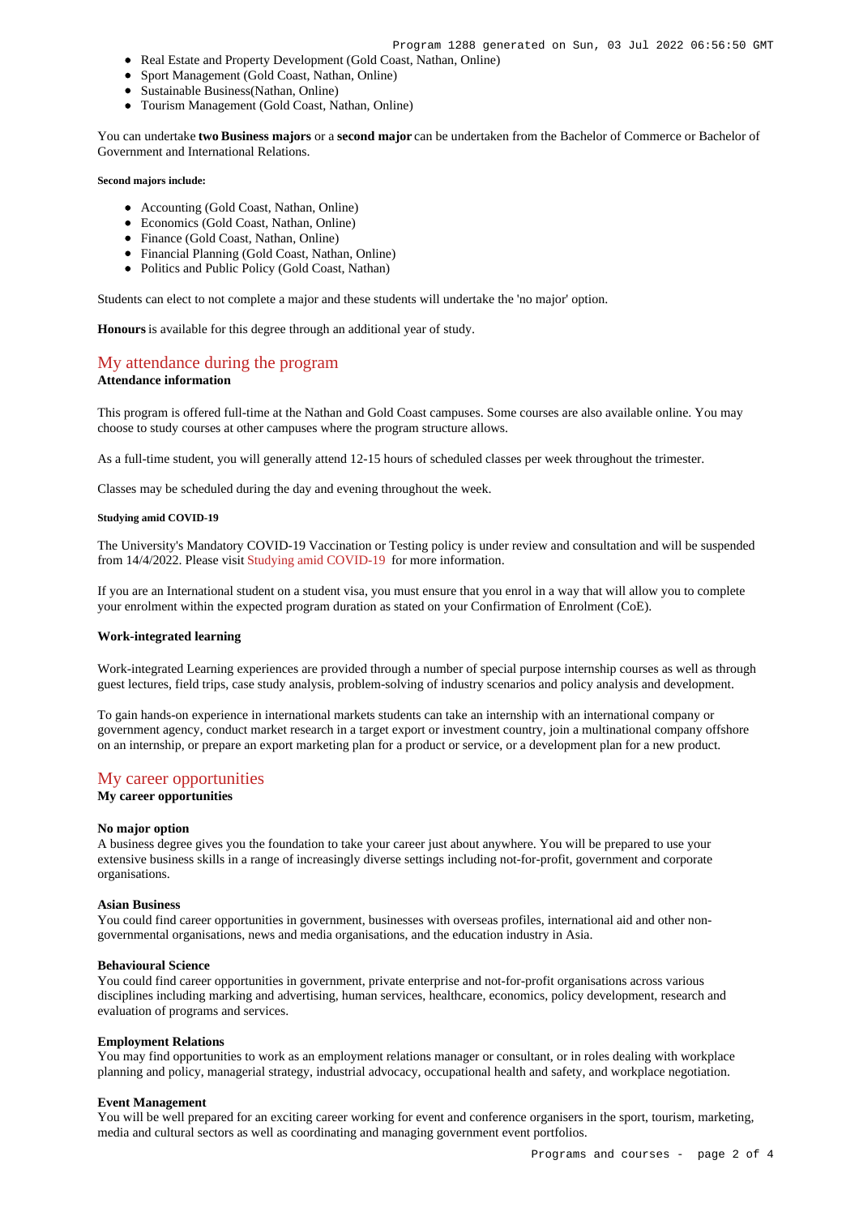- Real Estate and Property Development (Gold Coast, Nathan, Online)
- Sport Management (Gold Coast, Nathan, Online)
- Sustainable Business(Nathan, Online)
- Tourism Management (Gold Coast, Nathan, Online)

You can undertake **two Business majors** or a **second major** can be undertaken from the Bachelor of Commerce or Bachelor of Government and International Relations.

##### Second majors include:

- Accounting (Gold Coast, Nathan, Online)
- Economics (Gold Coast, Nathan, Online)
- Finance (Gold Coast, Nathan, Online)
- Financial Planning (Gold Coast, Nathan, Online)
- Politics and Public Policy (Gold Coast, Nathan)

Students can elect to not complete a major and these students will undertake the 'no major' option.

**Honours** is available for this degree through an additional year of study.

## My attendance during the program

### Attendance information

This program is offered full-time at the Nathan and Gold Coast campuses. Some courses are also available online. You may choose to study courses at other campuses where the program structure allows.

As a full-time student, you will generally attend 12-15 hours of scheduled classes per week throughout the trimester.

Classes may be scheduled during the day and evening throughout the week.

##### Studying amid COVID-19

The University's Mandatory COVID-19 Vaccination or Testing policy is under review and consultation and will be suspended from 14/4/2022. Please visit Studying amid COVID-19 for more information.

If you are an International student on a student visa, you must ensure that you enrol in a way that will allow you to complete your enrolment within the expected program duration as stated on your Confirmation of Enrolment (CoE).

#### Work-integrated learning

Work-integrated Learning experiences are provided through a number of special purpose internship courses as well as through guest lectures, field trips, case study analysis, problem-solving of industry scenarios and policy analysis and development.

To gain hands-on experience in international markets students can take an internship with an international company or government agency, conduct market research in a target export or investment country, join a multinational company offshore on an internship, or prepare an export marketing plan for a product or service, or a development plan for a new product.

## My career opportunities

### My career opportunities

#### No major option

A business degree gives you the foundation to take your career just about anywhere. You will be prepared to use your extensive business skills in a range of increasingly diverse settings including not-for-profit, government and corporate organisations.

#### Asian Business

You could find career opportunities in government, businesses with overseas profiles, international aid and other non-governmental organisations, news and media organisations, and the education industry in Asia.

#### Behavioural Science

You could find career opportunities in government, private enterprise and not-for-profit organisations across various disciplines including marking and advertising, human services, healthcare, economics, policy development, research and evaluation of programs and services.

#### Employment Relations

You may find opportunities to work as an employment relations manager or consultant, or in roles dealing with workplace planning and policy, managerial strategy, industrial advocacy, occupational health and safety, and workplace negotiation.

#### Event Management

You will be well prepared for an exciting career working for event and conference organisers in the sport, tourism, marketing, media and cultural sectors as well as coordinating and managing government event portfolios.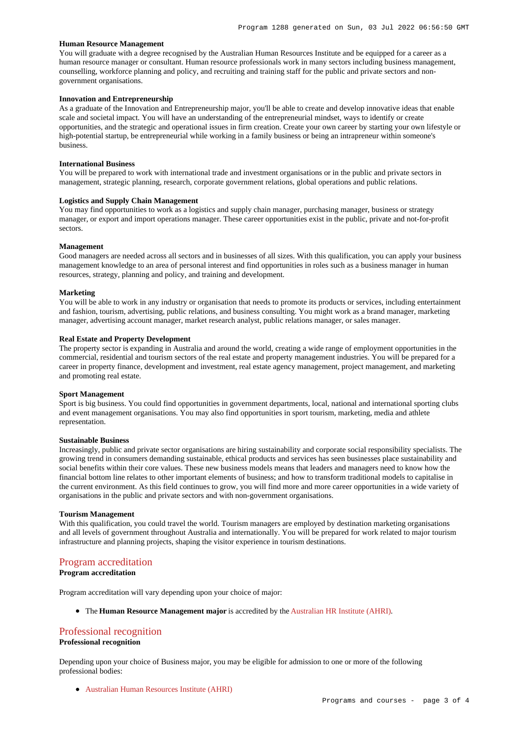**Human Resource Management**
You will graduate with a degree recognised by the Australian Human Resources Institute and be equipped for a career as a human resource manager or consultant. Human resource professionals work in many sectors including business management, counselling, workforce planning and policy, and recruiting and training staff for the public and private sectors and non-government organisations.

**Innovation and Entrepreneurship**
As a graduate of the Innovation and Entrepreneurship major, you'll be able to create and develop innovative ideas that enable scale and societal impact. You will have an understanding of the entrepreneurial mindset, ways to identify or create opportunities, and the strategic and operational issues in firm creation. Create your own career by starting your own lifestyle or high-potential startup, be entrepreneurial while working in a family business or being an intrapreneur within someone's business.

**International Business**
You will be prepared to work with international trade and investment organisations or in the public and private sectors in management, strategic planning, research, corporate government relations, global operations and public relations.

**Logistics and Supply Chain Management**
You may find opportunities to work as a logistics and supply chain manager, purchasing manager, business or strategy manager, or export and import operations manager. These career opportunities exist in the public, private and not-for-profit sectors.

**Management**
Good managers are needed across all sectors and in businesses of all sizes. With this qualification, you can apply your business management knowledge to an area of personal interest and find opportunities in roles such as a business manager in human resources, strategy, planning and policy, and training and development.

**Marketing**
You will be able to work in any industry or organisation that needs to promote its products or services, including entertainment and fashion, tourism, advertising, public relations, and business consulting. You might work as a brand manager, marketing manager, advertising account manager, market research analyst, public relations manager, or sales manager.

**Real Estate and Property Development**
The property sector is expanding in Australia and around the world, creating a wide range of employment opportunities in the commercial, residential and tourism sectors of the real estate and property management industries. You will be prepared for a career in property finance, development and investment, real estate agency management, project management, and marketing and promoting real estate.

**Sport Management**
Sport is big business. You could find opportunities in government departments, local, national and international sporting clubs and event management organisations. You may also find opportunities in sport tourism, marketing, media and athlete representation.

**Sustainable Business**
Increasingly, public and private sector organisations are hiring sustainability and corporate social responsibility specialists. The growing trend in consumers demanding sustainable, ethical products and services has seen businesses place sustainability and social benefits within their core values. These new business models means that leaders and managers need to know how the financial bottom line relates to other important elements of business; and how to transform traditional models to capitalise in the current environment. As this field continues to grow, you will find more and more career opportunities in a wide variety of organisations in the public and private sectors and with non-government organisations.

**Tourism Management**
With this qualification, you could travel the world. Tourism managers are employed by destination marketing organisations and all levels of government throughout Australia and internationally. You will be prepared for work related to major tourism infrastructure and planning projects, shaping the visitor experience in tourism destinations.

## Program accreditation

**Program accreditation**

Program accreditation will vary depending upon your choice of major:

- The **Human Resource Management major** is accredited by the Australian HR Institute (AHRI).

## Professional recognition

**Professional recognition**

Depending upon your choice of Business major, you may be eligible for admission to one or more of the following professional bodies:

- Australian Human Resources Institute (AHRI)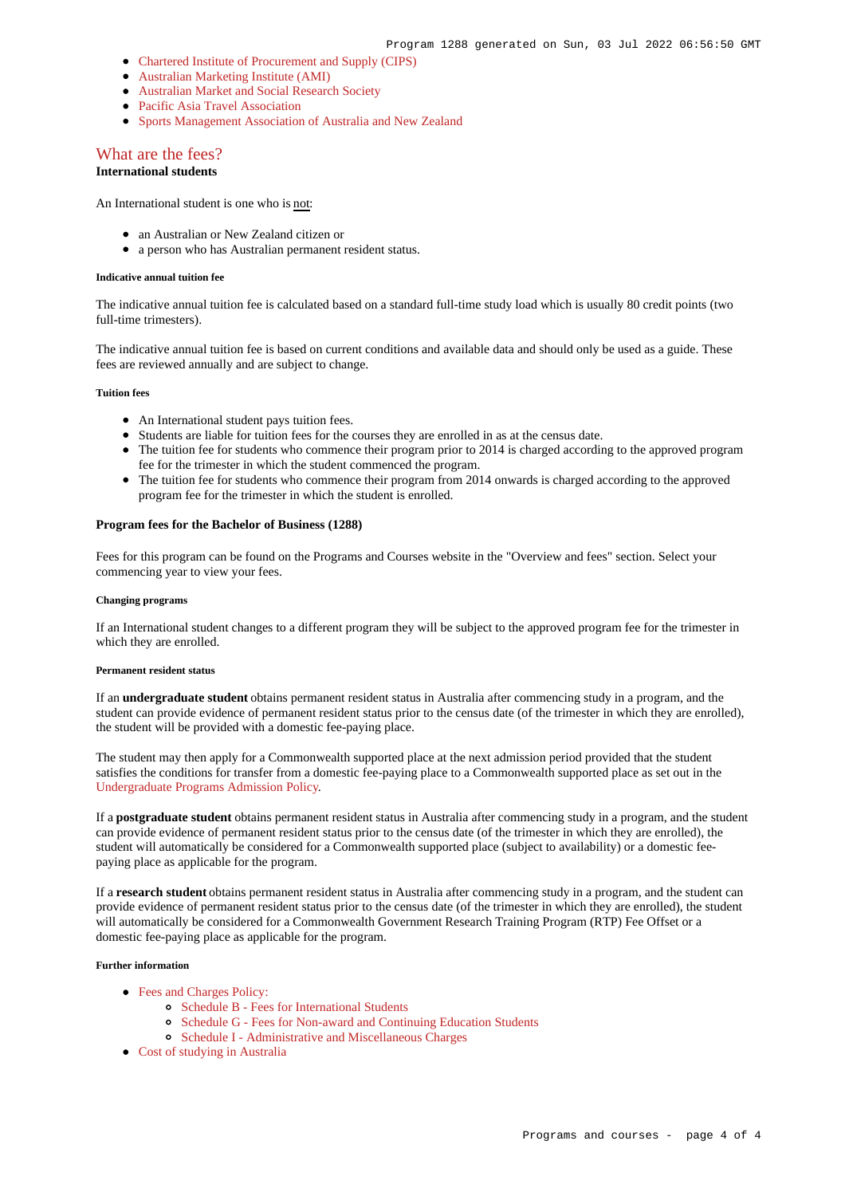- Chartered Institute of Procurement and Supply (CIPS)
- Australian Marketing Institute (AMI)
- Australian Market and Social Research Society
- Pacific Asia Travel Association
- Sports Management Association of Australia and New Zealand

## What are the fees?

**International students**

An International student is one who is not:

- an Australian or New Zealand citizen or
- a person who has Australian permanent resident status.

##### Indicative annual tuition fee

The indicative annual tuition fee is calculated based on a standard full-time study load which is usually 80 credit points (two full-time trimesters).

The indicative annual tuition fee is based on current conditions and available data and should only be used as a guide. These fees are reviewed annually and are subject to change.

##### Tuition fees

- An International student pays tuition fees.
- Students are liable for tuition fees for the courses they are enrolled in as at the census date.
- The tuition fee for students who commence their program prior to 2014 is charged according to the approved program fee for the trimester in which the student commenced the program.
- The tuition fee for students who commence their program from 2014 onwards is charged according to the approved program fee for the trimester in which the student is enrolled.

**Program fees for the Bachelor of Business (1288)**

Fees for this program can be found on the Programs and Courses website in the "Overview and fees" section. Select your commencing year to view your fees.

##### Changing programs

If an International student changes to a different program they will be subject to the approved program fee for the trimester in which they are enrolled.

##### Permanent resident status

If an **undergraduate student** obtains permanent resident status in Australia after commencing study in a program, and the student can provide evidence of permanent resident status prior to the census date (of the trimester in which they are enrolled), the student will be provided with a domestic fee-paying place.

The student may then apply for a Commonwealth supported place at the next admission period provided that the student satisfies the conditions for transfer from a domestic fee-paying place to a Commonwealth supported place as set out in the Undergraduate Programs Admission Policy.

If a **postgraduate student** obtains permanent resident status in Australia after commencing study in a program, and the student can provide evidence of permanent resident status prior to the census date (of the trimester in which they are enrolled), the student will automatically be considered for a Commonwealth supported place (subject to availability) or a domestic fee-paying place as applicable for the program.

If a **research student** obtains permanent resident status in Australia after commencing study in a program, and the student can provide evidence of permanent resident status prior to the census date (of the trimester in which they are enrolled), the student will automatically be considered for a Commonwealth Government Research Training Program (RTP) Fee Offset or a domestic fee-paying place as applicable for the program.

##### Further information

- Fees and Charges Policy:
  - Schedule B - Fees for International Students
  - Schedule G - Fees for Non-award and Continuing Education Students
  - Schedule I - Administrative and Miscellaneous Charges
- Cost of studying in Australia